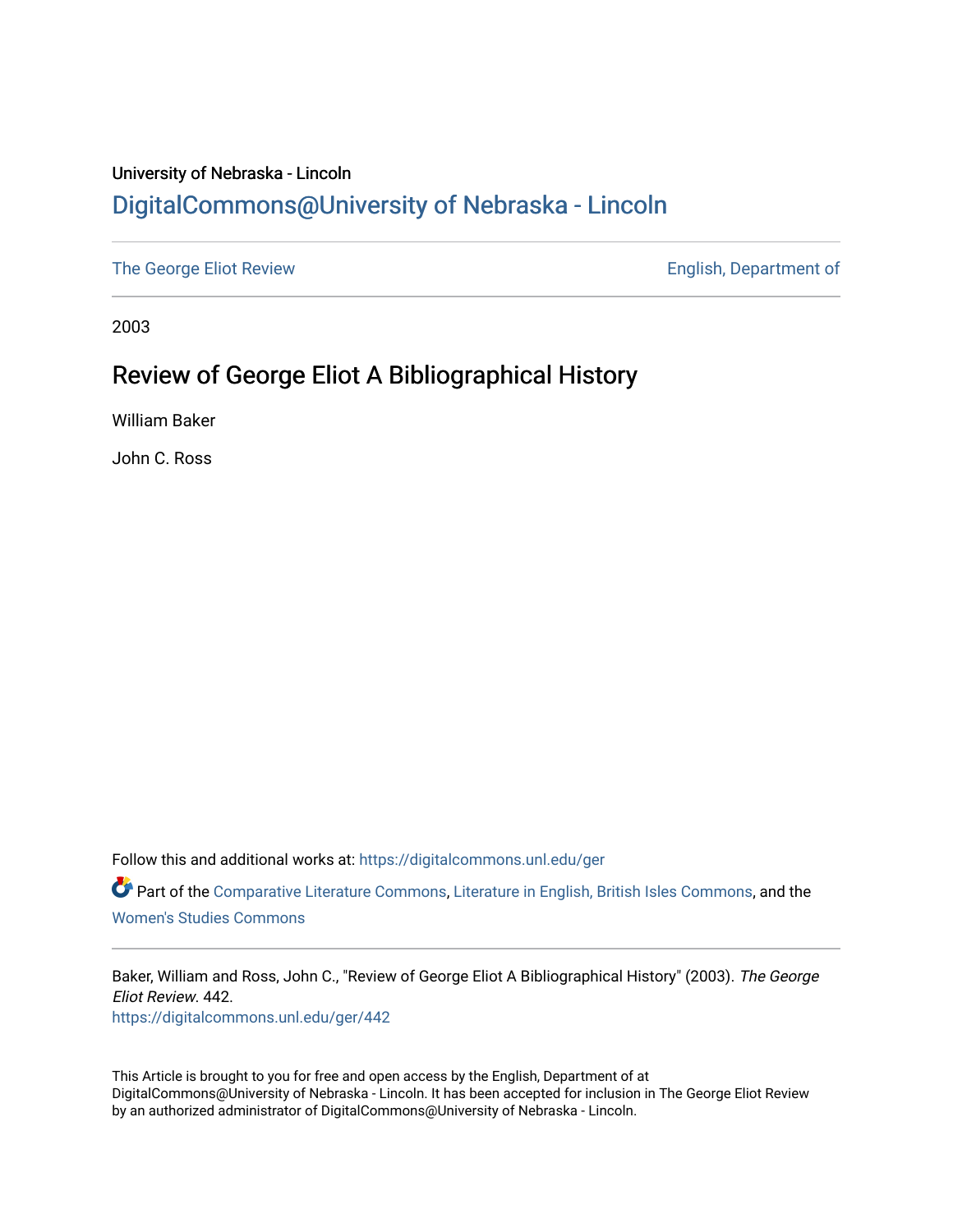University of Nebraska - Lincoln

## DigitalCommons@University of Nebraska - Lincoln

The George Eliot Review | English, Department of

2003

# Review of George Eliot A Bibliographical History

William Baker

John C. Ross

Follow this and additional works at: https://digitalcommons.unl.edu/ger

Part of the Comparative Literature Commons, Literature in English, British Isles Commons, and the Women's Studies Commons

Baker, William and Ross, John C., "Review of George Eliot A Bibliographical History" (2003). *The George Eliot Review*. 442.
https://digitalcommons.unl.edu/ger/442

This Article is brought to you for free and open access by the English, Department of at DigitalCommons@University of Nebraska - Lincoln. It has been accepted for inclusion in The George Eliot Review by an authorized administrator of DigitalCommons@University of Nebraska - Lincoln.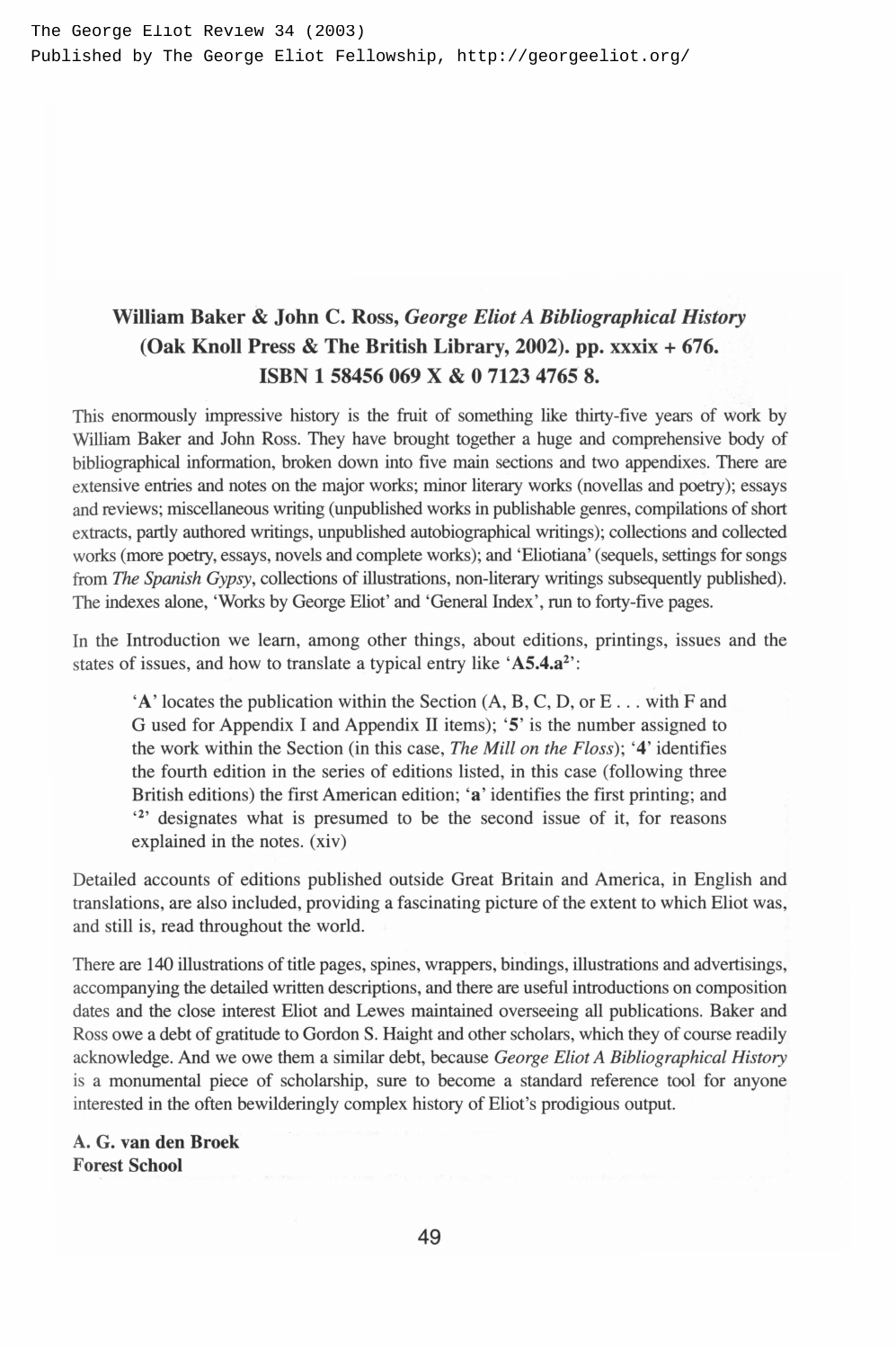**William Baker & John C. Ross, *George Eliot A Bibliographical History* (Oak Knoll Press & The British Library, 2002). pp. xxxix + 676. ISBN 1 58456 069 X & 0 7123 4765 8.**

This enormously impressive history is the fruit of something like thirty-five years of work by William Baker and John Ross. They have brought together a huge and comprehensive body of bibliographical information, broken down into five main sections and two appendixes. There are extensive entries and notes on the major works; minor literary works (novellas and poetry); essays and reviews; miscellaneous writing (unpublished works in publishable genres, compilations of short extracts, partly authored writings, unpublished autobiographical writings); collections and collected works (more poetry, essays, novels and complete works); and 'Eliotiana' (sequels, settings for songs from *The Spanish Gypsy*, collections of illustrations, non-literary writings subsequently published). The indexes alone, 'Works by George Eliot' and 'General Index', run to forty-five pages.

In the Introduction we learn, among other things, about editions, printings, issues and the states of issues, and how to translate a typical entry like '**A5.4.a²**':

> '**A**' locates the publication within the Section (A, B, C, D, or E . . . with F and G used for Appendix I and Appendix II items); '**5**' is the number assigned to the work within the Section (in this case, *The Mill on the Floss*); '**4**' identifies the fourth edition in the series of editions listed, in this case (following three British editions) the first American edition; '**a**' identifies the first printing; and '**²**' designates what is presumed to be the second issue of it, for reasons explained in the notes. (xiv)

Detailed accounts of editions published outside Great Britain and America, in English and translations, are also included, providing a fascinating picture of the extent to which Eliot was, and still is, read throughout the world.

There are 140 illustrations of title pages, spines, wrappers, bindings, illustrations and advertisings, accompanying the detailed written descriptions, and there are useful introductions on composition dates and the close interest Eliot and Lewes maintained overseeing all publications. Baker and Ross owe a debt of gratitude to Gordon S. Haight and other scholars, which they of course readily acknowledge. And we owe them a similar debt, because *George Eliot A Bibliographical History* is a monumental piece of scholarship, sure to become a standard reference tool for anyone interested in the often bewilderingly complex history of Eliot's prodigious output.

**A. G. van den Broek**
**Forest School**